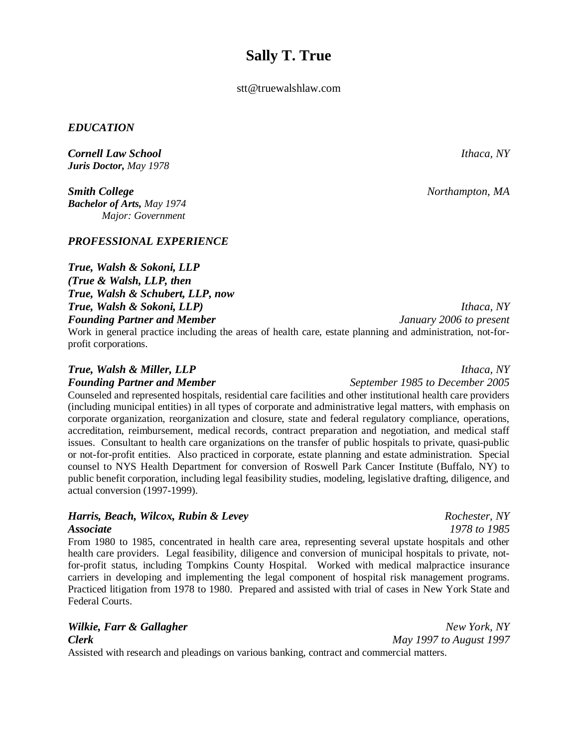# Sally T. True

stt@truewalshlaw.com

## *EDUCATION*

***Cornell Law School*** — *Ithaca, NY*
***Juris Doctor,*** *May 1978*

***Smith College*** — *Northampton, MA*
***Bachelor of Arts,*** *May 1974*
*Major: Government*

## *PROFESSIONAL EXPERIENCE*

***True, Walsh & Sokoni, LLP***
***(True & Walsh, LLP, then***
***True, Walsh & Schubert, LLP, now***
***True, Walsh & Sokoni, LLP)*** — *Ithaca, NY*
***Founding Partner and Member*** — *January 2006 to present*

Work in general practice including the areas of health care, estate planning and administration, not-for-profit corporations.

***True, Walsh & Miller, LLP*** — *Ithaca, NY*
***Founding Partner and Member*** — *September 1985 to December 2005*

Counseled and represented hospitals, residential care facilities and other institutional health care providers (including municipal entities) in all types of corporate and administrative legal matters, with emphasis on corporate organization, reorganization and closure, state and federal regulatory compliance, operations, accreditation, reimbursement, medical records, contract preparation and negotiation, and medical staff issues. Consultant to health care organizations on the transfer of public hospitals to private, quasi-public or not-for-profit entities. Also practiced in corporate, estate planning and estate administration. Special counsel to NYS Health Department for conversion of Roswell Park Cancer Institute (Buffalo, NY) to public benefit corporation, including legal feasibility studies, modeling, legislative drafting, diligence, and actual conversion (1997-1999).

***Harris, Beach, Wilcox, Rubin & Levey*** — *Rochester, NY*
***Associate*** — *1978 to 1985*

From 1980 to 1985, concentrated in health care area, representing several upstate hospitals and other health care providers. Legal feasibility, diligence and conversion of municipal hospitals to private, not-for-profit status, including Tompkins County Hospital. Worked with medical malpractice insurance carriers in developing and implementing the legal component of hospital risk management programs. Practiced litigation from 1978 to 1980. Prepared and assisted with trial of cases in New York State and Federal Courts.

***Wilkie, Farr & Gallagher*** — *New York, NY*
***Clerk*** — *May 1997 to August 1997*

Assisted with research and pleadings on various banking, contract and commercial matters.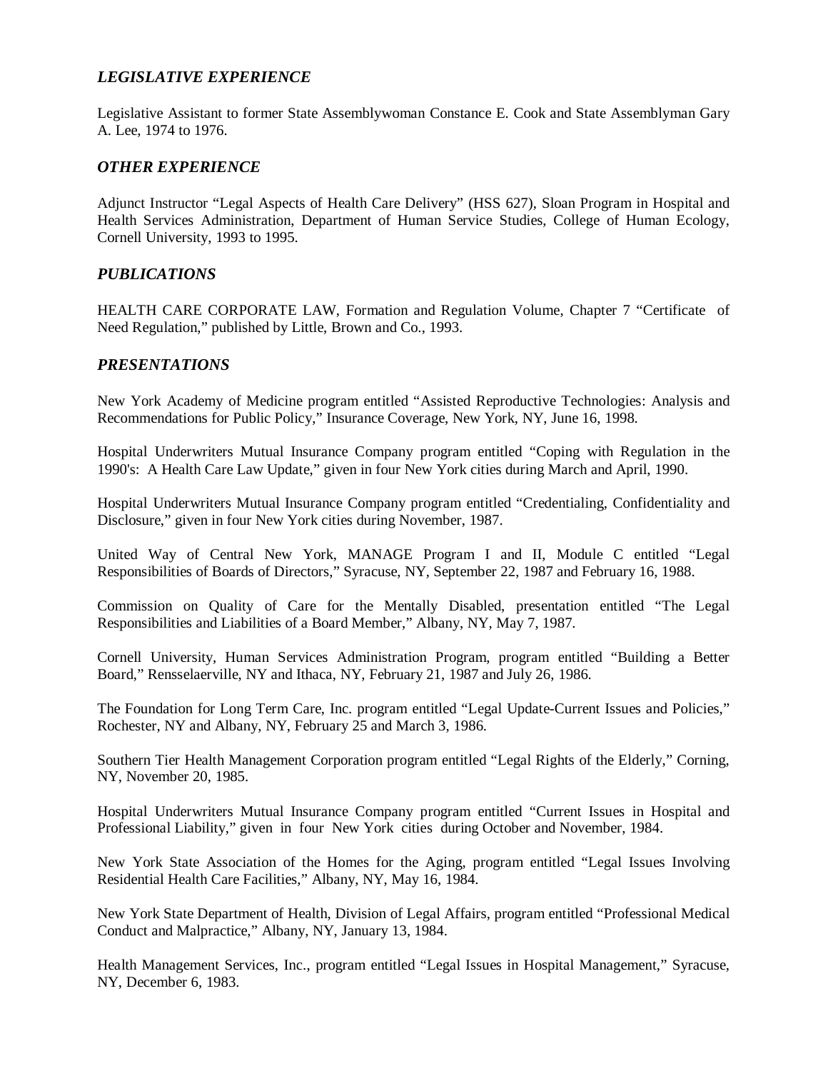## *LEGISLATIVE EXPERIENCE*

Legislative Assistant to former State Assemblywoman Constance E. Cook and State Assemblyman Gary A. Lee, 1974 to 1976.

## *OTHER EXPERIENCE*

Adjunct Instructor "Legal Aspects of Health Care Delivery" (HSS 627), Sloan Program in Hospital and Health Services Administration, Department of Human Service Studies, College of Human Ecology, Cornell University, 1993 to 1995.

## *PUBLICATIONS*

HEALTH CARE CORPORATE LAW, Formation and Regulation Volume, Chapter 7 "Certificate of Need Regulation," published by Little, Brown and Co., 1993.

## *PRESENTATIONS*

New York Academy of Medicine program entitled "Assisted Reproductive Technologies: Analysis and Recommendations for Public Policy," Insurance Coverage, New York, NY, June 16, 1998.

Hospital Underwriters Mutual Insurance Company program entitled "Coping with Regulation in the 1990's: A Health Care Law Update," given in four New York cities during March and April, 1990.

Hospital Underwriters Mutual Insurance Company program entitled "Credentialing, Confidentiality and Disclosure," given in four New York cities during November, 1987.

United Way of Central New York, MANAGE Program I and II, Module C entitled "Legal Responsibilities of Boards of Directors," Syracuse, NY, September 22, 1987 and February 16, 1988.

Commission on Quality of Care for the Mentally Disabled, presentation entitled "The Legal Responsibilities and Liabilities of a Board Member," Albany, NY, May 7, 1987.

Cornell University, Human Services Administration Program, program entitled "Building a Better Board," Rensselaerville, NY and Ithaca, NY, February 21, 1987 and July 26, 1986.

The Foundation for Long Term Care, Inc. program entitled "Legal Update-Current Issues and Policies," Rochester, NY and Albany, NY, February 25 and March 3, 1986.

Southern Tier Health Management Corporation program entitled "Legal Rights of the Elderly," Corning, NY, November 20, 1985.

Hospital Underwriters Mutual Insurance Company program entitled "Current Issues in Hospital and Professional Liability," given in four New York cities during October and November, 1984.

New York State Association of the Homes for the Aging, program entitled "Legal Issues Involving Residential Health Care Facilities," Albany, NY, May 16, 1984.

New York State Department of Health, Division of Legal Affairs, program entitled "Professional Medical Conduct and Malpractice," Albany, NY, January 13, 1984.

Health Management Services, Inc., program entitled "Legal Issues in Hospital Management," Syracuse, NY, December 6, 1983.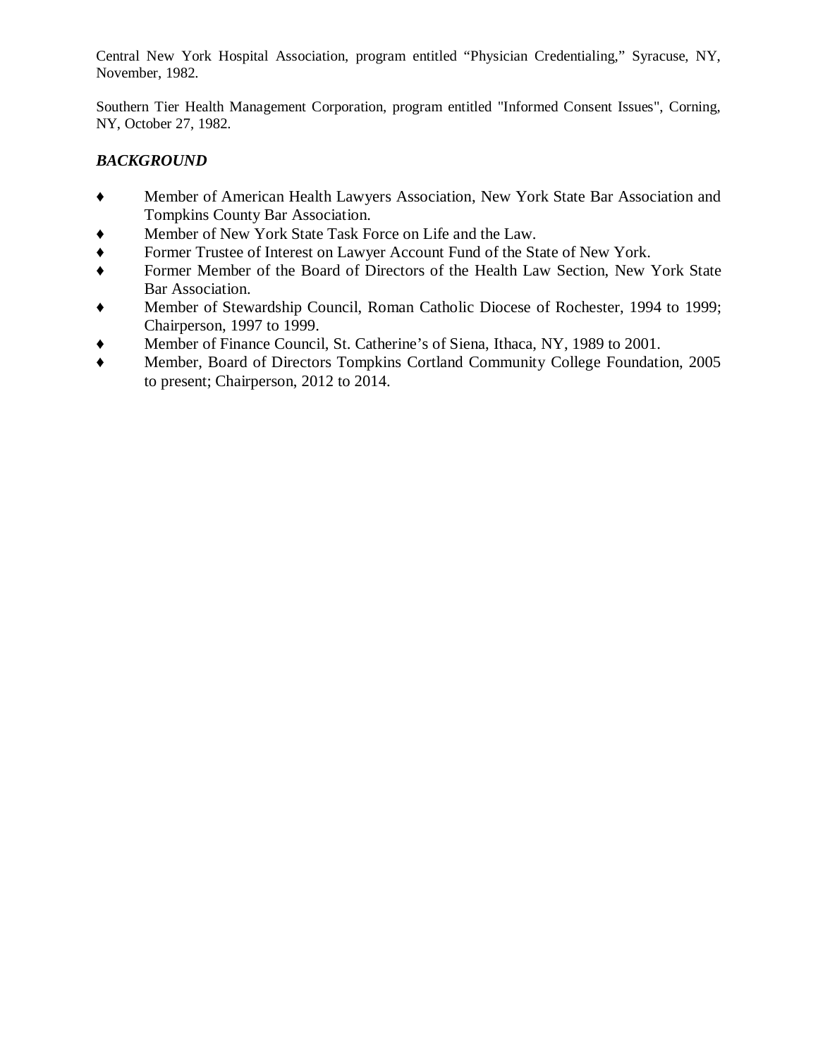Central New York Hospital Association, program entitled “Physician Credentialing,” Syracuse, NY, November, 1982.

Southern Tier Health Management Corporation, program entitled "Informed Consent Issues", Corning, NY, October 27, 1982.

### ***BACKGROUND***

- Member of American Health Lawyers Association, New York State Bar Association and Tompkins County Bar Association.
- Member of New York State Task Force on Life and the Law.
- Former Trustee of Interest on Lawyer Account Fund of the State of New York.
- Former Member of the Board of Directors of the Health Law Section, New York State Bar Association.
- Member of Stewardship Council, Roman Catholic Diocese of Rochester, 1994 to 1999; Chairperson, 1997 to 1999.
- Member of Finance Council, St. Catherine’s of Siena, Ithaca, NY, 1989 to 2001.
- Member, Board of Directors Tompkins Cortland Community College Foundation, 2005 to present; Chairperson, 2012 to 2014.